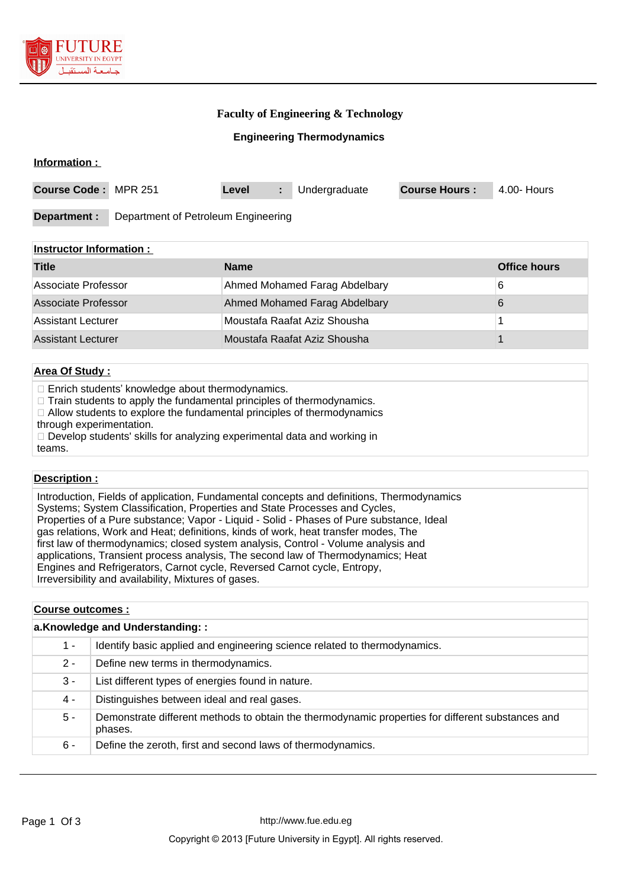# Faculty of Engineering & Technology

## Engineering Thermodynamics

**Information :**

| **Course Code :** | MPR 251 | **Level** | **:** | Undergraduate | **Course Hours :** | 4.00- Hours |
|---|---|---|---|---|---|---|
| **Department :** | Department of Petroleum Engineering | | | | | |

**Instructor Information :**

| Title | Name | Office hours |
|---|---|---|
| Associate Professor | Ahmed Mohamed Farag Abdelbary | 6 |
| Associate Professor | Ahmed Mohamed Farag Abdelbary | 6 |
| Assistant Lecturer | Moustafa Raafat Aziz Shousha | 1 |
| Assistant Lecturer | Moustafa Raafat Aziz Shousha | 1 |

**Area Of Study :**

- Enrich students' knowledge about thermodynamics.
- Train students to apply the fundamental principles of thermodynamics.
- Allow students to explore the fundamental principles of thermodynamics through experimentation.
- Develop students' skills for analyzing experimental data and working in teams.

**Description :**

Introduction, Fields of application, Fundamental concepts and definitions, Thermodynamics Systems; System Classification, Properties and State Processes and Cycles, Properties of a Pure substance; Vapor - Liquid - Solid - Phases of Pure substance, Ideal gas relations, Work and Heat; definitions, kinds of work, heat transfer modes, The first law of thermodynamics; closed system analysis, Control - Volume analysis and applications, Transient process analysis, The second law of Thermodynamics; Heat Engines and Refrigerators, Carnot cycle, Reversed Carnot cycle, Entropy, Irreversibility and availability, Mixtures of gases.

**Course outcomes :**

**a.Knowledge and Understanding: :**

| | |
|---|---|
| 1 - | Identify basic applied and engineering science related to thermodynamics. |
| 2 - | Define new terms in thermodynamics. |
| 3 - | List different types of energies found in nature. |
| 4 - | Distinguishes between ideal and real gases. |
| 5 - | Demonstrate different methods to obtain the thermodynamic properties for different substances and phases. |
| 6 - | Define the zeroth, first and second laws of thermodynamics. |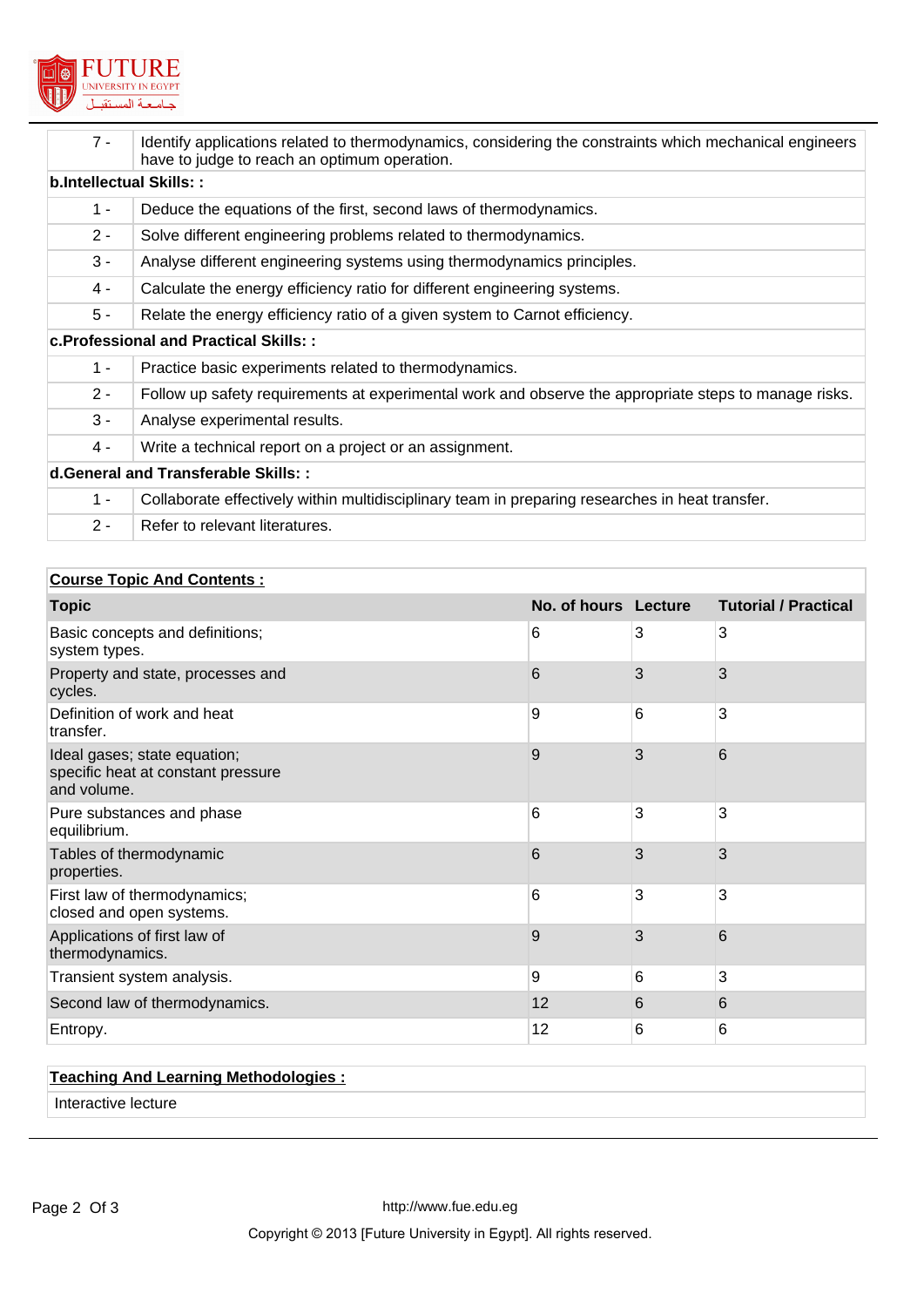| | |
|---|---|
| 7 - | Identify applications related to thermodynamics, considering the constraints which mechanical engineers have to judge to reach an optimum operation. |
| **b.Intellectual Skills: :** | |
| 1 - | Deduce the equations of the first, second laws of thermodynamics. |
| 2 - | Solve different engineering problems related to thermodynamics. |
| 3 - | Analyse different engineering systems using thermodynamics principles. |
| 4 - | Calculate the energy efficiency ratio for different engineering systems. |
| 5 - | Relate the energy efficiency ratio of a given system to Carnot efficiency. |
| **c.Professional and Practical Skills: :** | |
| 1 - | Practice basic experiments related to thermodynamics. |
| 2 - | Follow up safety requirements at experimental work and observe the appropriate steps to manage risks. |
| 3 - | Analyse experimental results. |
| 4 - | Write a technical report on a project or an assignment. |
| **d.General and Transferable Skills: :** | |
| 1 - | Collaborate effectively within multidisciplinary team in preparing researches in heat transfer. |
| 2 - | Refer to relevant literatures. |

## Course Topic And Contents :

| Topic | No. of hours | Lecture | Tutorial / Practical |
|---|---|---|---|
| Basic concepts and definitions; system types. | 6 | 3 | 3 |
| Property and state, processes and cycles. | 6 | 3 | 3 |
| Definition of work and heat transfer. | 9 | 6 | 3 |
| Ideal gases; state equation; specific heat at constant pressure and volume. | 9 | 3 | 6 |
| Pure substances and phase equilibrium. | 6 | 3 | 3 |
| Tables of thermodynamic properties. | 6 | 3 | 3 |
| First law of thermodynamics; closed and open systems. | 6 | 3 | 3 |
| Applications of first law of thermodynamics. | 9 | 3 | 6 |
| Transient system analysis. | 9 | 6 | 3 |
| Second law of thermodynamics. | 12 | 6 | 6 |
| Entropy. | 12 | 6 | 6 |

## Teaching And Learning Methodologies :

Interactive lecture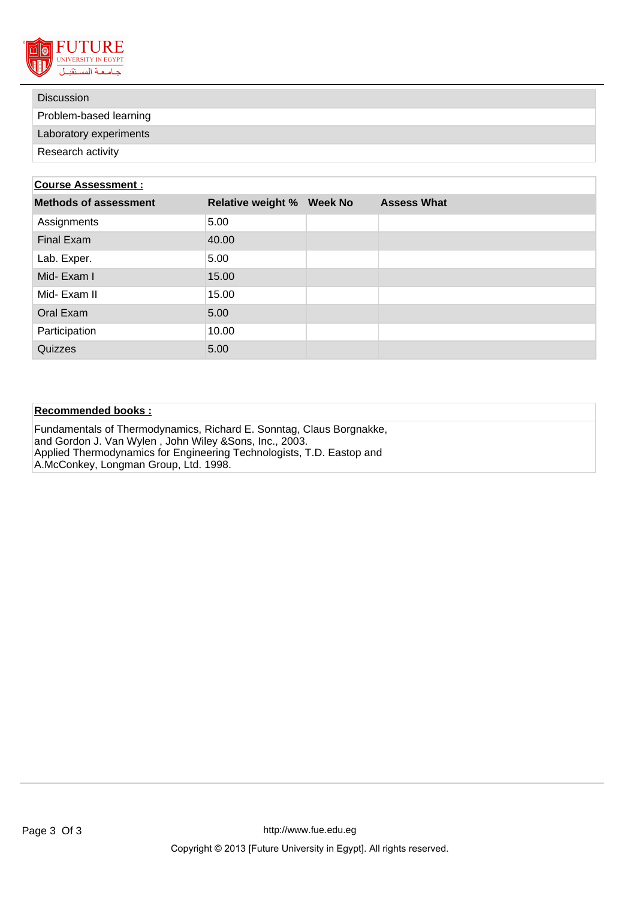| |
|---|
| Discussion |
| Problem-based learning |
| Laboratory experiments |
| Research activity |

**Course Assessment :**

| Methods of assessment | Relative weight % | Week No | Assess What |
|---|---|---|---|
| Assignments | 5.00 | | |
| Final Exam | 40.00 | | |
| Lab. Exper. | 5.00 | | |
| Mid- Exam I | 15.00 | | |
| Mid- Exam II | 15.00 | | |
| Oral Exam | 5.00 | | |
| Participation | 10.00 | | |
| Quizzes | 5.00 | | |

**Recommended books :**

Fundamentals of Thermodynamics, Richard E. Sonntag, Claus Borgnakke, and Gordon J. Van Wylen , John Wiley &Sons, Inc., 2003.
Applied Thermodynamics for Engineering Technologists, T.D. Eastop and A.McConkey, Longman Group, Ltd. 1998.